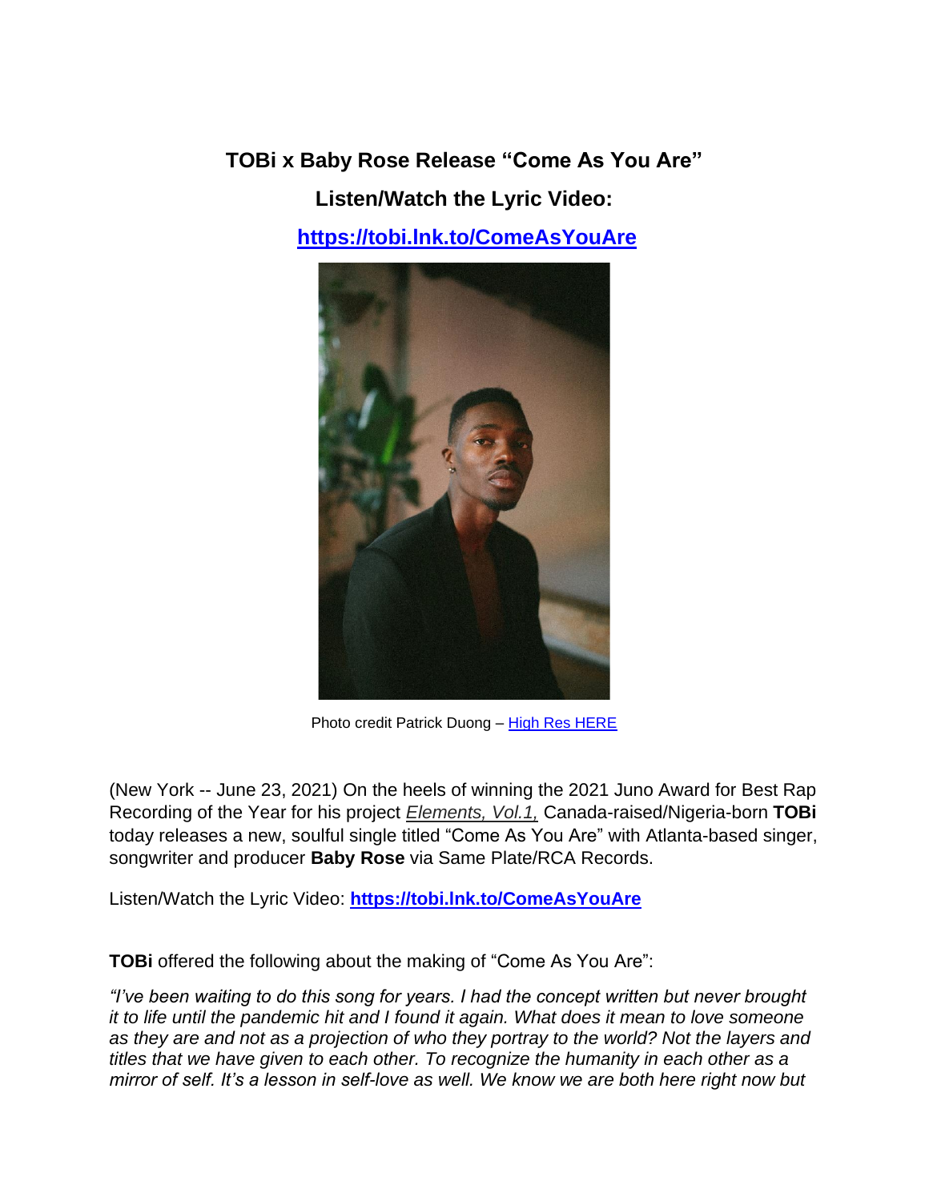**TOBi x Baby Rose Release "Come As You Are"**

**Listen/Watch the Lyric Video:**

**https://tobi.lnk.to/ComeAsYouAre**

Photo credit Patrick Duong – High Res HERE

(New York -- June 23, 2021) On the heels of winning the 2021 Juno Award for Best Rap Recording of the Year for his project *Elements, Vol.1,* Canada-raised/Nigeria-born **TOBi** today releases a new, soulful single titled "Come As You Are" with Atlanta-based singer, songwriter and producer **Baby Rose** via Same Plate/RCA Records.

Listen/Watch the Lyric Video: **https://tobi.lnk.to/ComeAsYouAre**

**TOBi** offered the following about the making of "Come As You Are":

*"I've been waiting to do this song for years. I had the concept written but never brought it to life until the pandemic hit and I found it again. What does it mean to love someone as they are and not as a projection of who they portray to the world? Not the layers and titles that we have given to each other. To recognize the humanity in each other as a mirror of self. It's a lesson in self-love as well. We know we are both here right now but*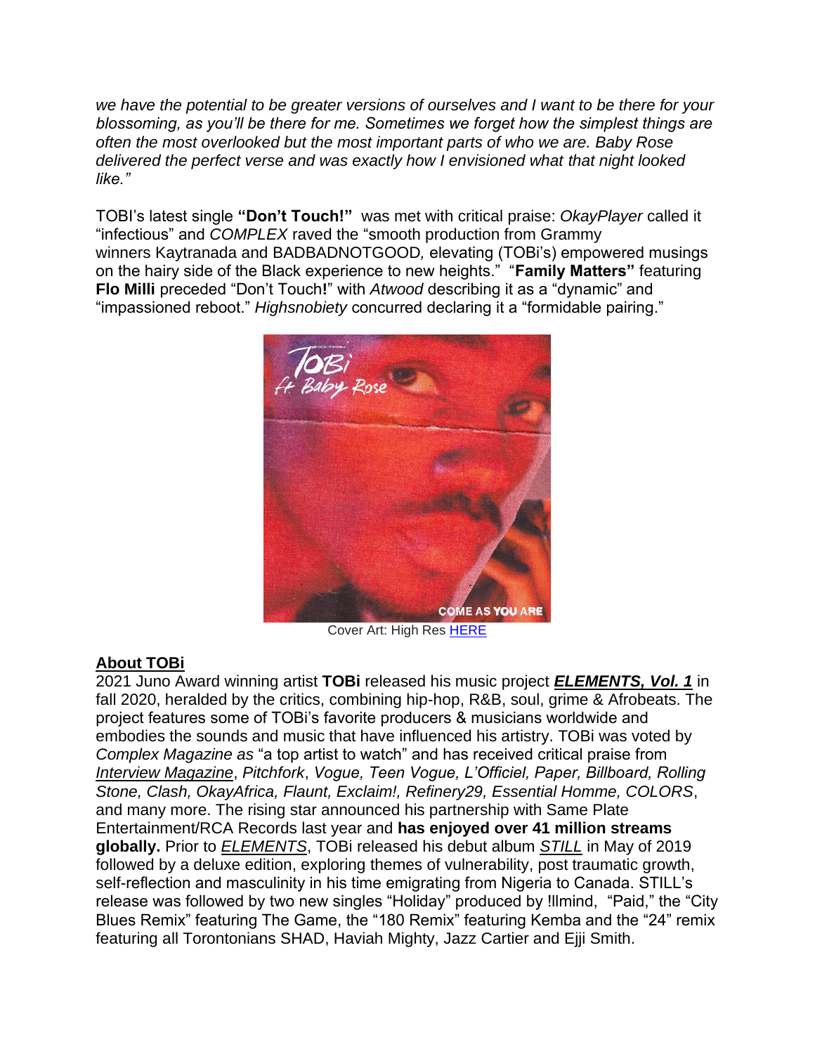*we have the potential to be greater versions of ourselves and I want to be there for your blossoming, as you'll be there for me. Sometimes we forget how the simplest things are often the most overlooked but the most important parts of who we are. Baby Rose delivered the perfect verse and was exactly how I envisioned what that night looked like."*

TOBI's latest single **"Don't Touch!"** was met with critical praise: *OkayPlayer* called it "infectious" and *COMPLEX* raved the "smooth production from Grammy winners Kaytranada and BADBADNOTGOOD, elevating (TOBi's) empowered musings on the hairy side of the Black experience to new heights." "**Family Matters"** featuring **Flo Milli** preceded "Don't Touch**!**" with *Atwood* describing it as a "dynamic" and "impassioned reboot." *Highsnobiety* concurred declaring it a "formidable pairing."

Cover Art: High Res [HERE]

## About TOBi

2021 Juno Award winning artist **TOBi** released his music project ***ELEMENTS, Vol. 1*** in fall 2020, heralded by the critics, combining hip-hop, R&B, soul, grime & Afrobeats. The project features some of TOBi's favorite producers & musicians worldwide and embodies the sounds and music that have influenced his artistry. TOBi was voted by *Complex Magazine as* "a top artist to watch" and has received critical praise from *Interview Magazine*, *Pitchfork*, *Vogue, Teen Vogue, L'Officiel, Paper, Billboard, Rolling Stone, Clash, OkayAfrica, Flaunt, Exclaim!, Refinery29, Essential Homme, COLORS*, and many more. The rising star announced his partnership with Same Plate Entertainment/RCA Records last year and **has enjoyed over 41 million streams globally.** Prior to *ELEMENTS*, TOBi released his debut album *STILL* in May of 2019 followed by a deluxe edition, exploring themes of vulnerability, post traumatic growth, self-reflection and masculinity in his time emigrating from Nigeria to Canada. STILL's release was followed by two new singles "Holiday" produced by !llmind, "Paid," the "City Blues Remix" featuring The Game, the "180 Remix" featuring Kemba and the "24" remix featuring all Torontonians SHAD, Haviah Mighty, Jazz Cartier and Ejji Smith.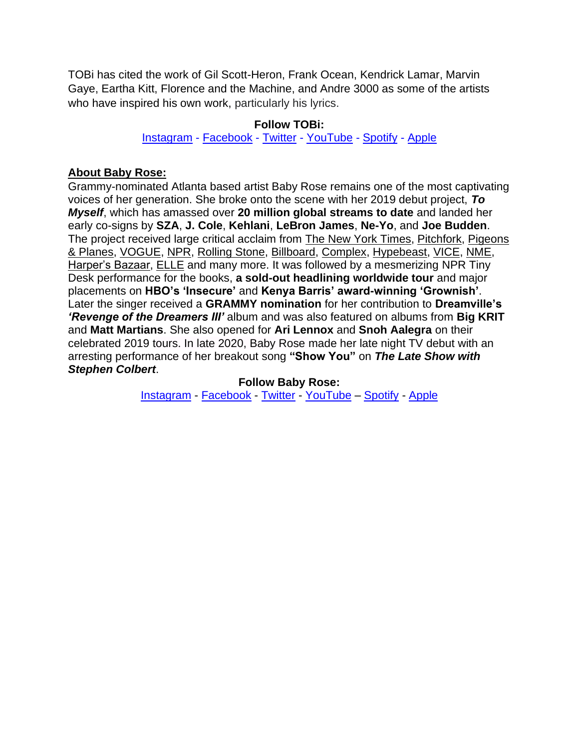TOBi has cited the work of Gil Scott-Heron, Frank Ocean, Kendrick Lamar, Marvin Gaye, Eartha Kitt, Florence and the Machine, and Andre 3000 as some of the artists who have inspired his own work, particularly his lyrics.

**Follow TOBi:**

Instagram - Facebook - Twitter - YouTube - Spotify - Apple

**About Baby Rose:**

Grammy-nominated Atlanta based artist Baby Rose remains one of the most captivating voices of her generation. She broke onto the scene with her 2019 debut project, ***To Myself***, which has amassed over **20 million global streams to date** and landed her early co-signs by **SZA**, **J. Cole**, **Kehlani**, **LeBron James**, **Ne-Yo**, and **Joe Budden**. The project received large critical acclaim from The New York Times, Pitchfork, Pigeons & Planes, VOGUE, NPR, Rolling Stone, Billboard, Complex, Hypebeast, VICE, NME, Harper's Bazaar, ELLE and many more. It was followed by a mesmerizing NPR Tiny Desk performance for the books, **a sold-out headlining worldwide tour** and major placements on **HBO's 'Insecure'** and **Kenya Barris' award-winning 'Grownish'**. Later the singer received a **GRAMMY nomination** for her contribution to **Dreamville's *'Revenge of the Dreamers III'*** album and was also featured on albums from **Big KRIT** and **Matt Martians**. She also opened for **Ari Lennox** and **Snoh Aalegra** on their celebrated 2019 tours. In late 2020, Baby Rose made her late night TV debut with an arresting performance of her breakout song **"Show You"** on ***The Late Show with Stephen Colbert***.

**Follow Baby Rose:**

Instagram - Facebook - Twitter - YouTube – Spotify - Apple